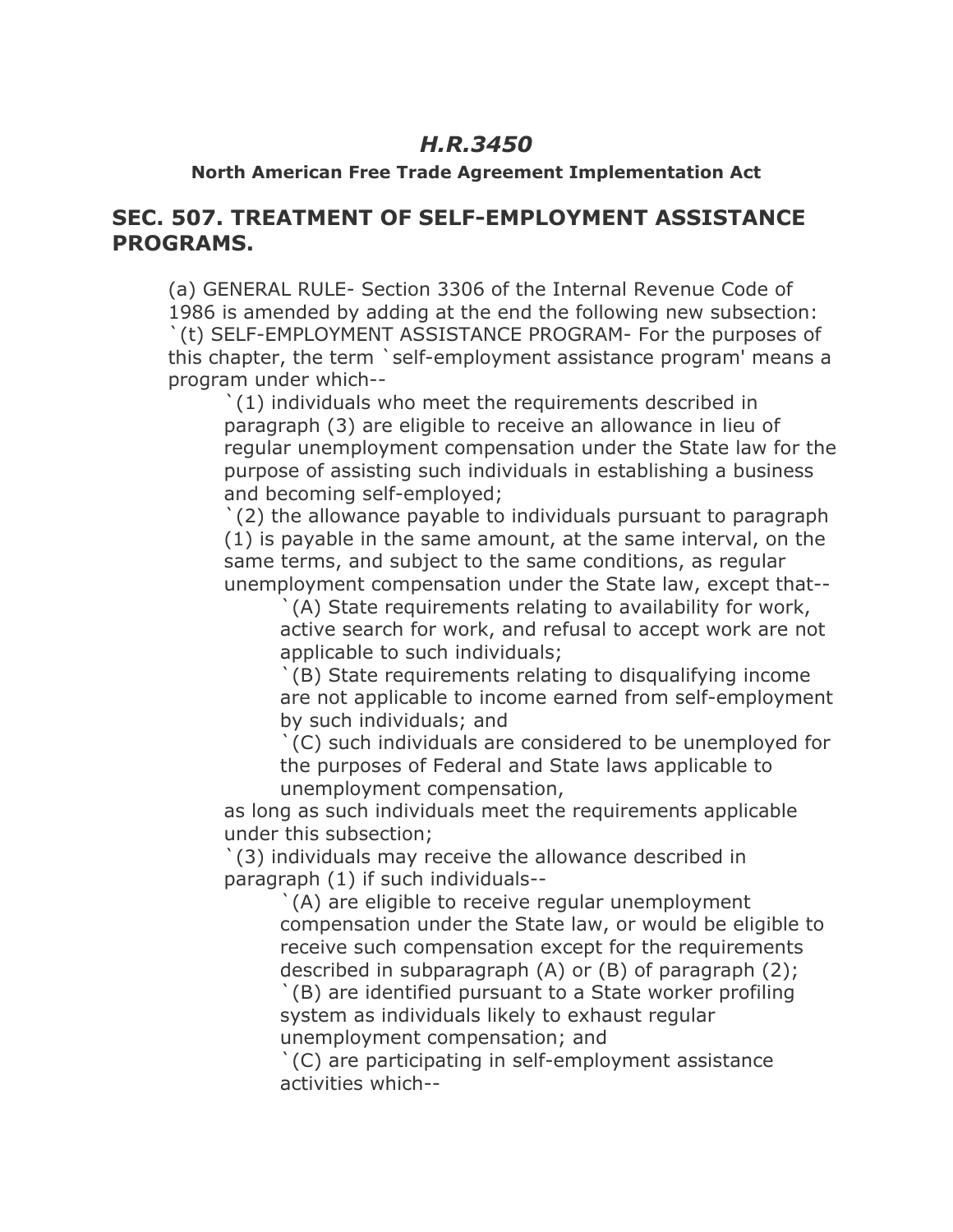# *H.R.3450*

**North American Free Trade Agreement Implementation Act**

## SEC. 507. TREATMENT OF SELF-EMPLOYMENT ASSISTANCE PROGRAMS.

(a) GENERAL RULE- Section 3306 of the Internal Revenue Code of 1986 is amended by adding at the end the following new subsection:
`(t) SELF-EMPLOYMENT ASSISTANCE PROGRAM- For the purposes of this chapter, the term `self-employment assistance program' means a program under which--

> `(1) individuals who meet the requirements described in paragraph (3) are eligible to receive an allowance in lieu of regular unemployment compensation under the State law for the purpose of assisting such individuals in establishing a business and becoming self-employed;
>
> `(2) the allowance payable to individuals pursuant to paragraph (1) is payable in the same amount, at the same interval, on the same terms, and subject to the same conditions, as regular unemployment compensation under the State law, except that--
>
> > `(A) State requirements relating to availability for work, active search for work, and refusal to accept work are not applicable to such individuals;
> >
> > `(B) State requirements relating to disqualifying income are not applicable to income earned from self-employment by such individuals; and
> >
> > `(C) such individuals are considered to be unemployed for the purposes of Federal and State laws applicable to unemployment compensation,
>
> as long as such individuals meet the requirements applicable under this subsection;
>
> `(3) individuals may receive the allowance described in paragraph (1) if such individuals--
>
> > `(A) are eligible to receive regular unemployment compensation under the State law, or would be eligible to receive such compensation except for the requirements described in subparagraph (A) or (B) of paragraph (2);
> >
> > `(B) are identified pursuant to a State worker profiling system as individuals likely to exhaust regular unemployment compensation; and
> >
> > `(C) are participating in self-employment assistance activities which--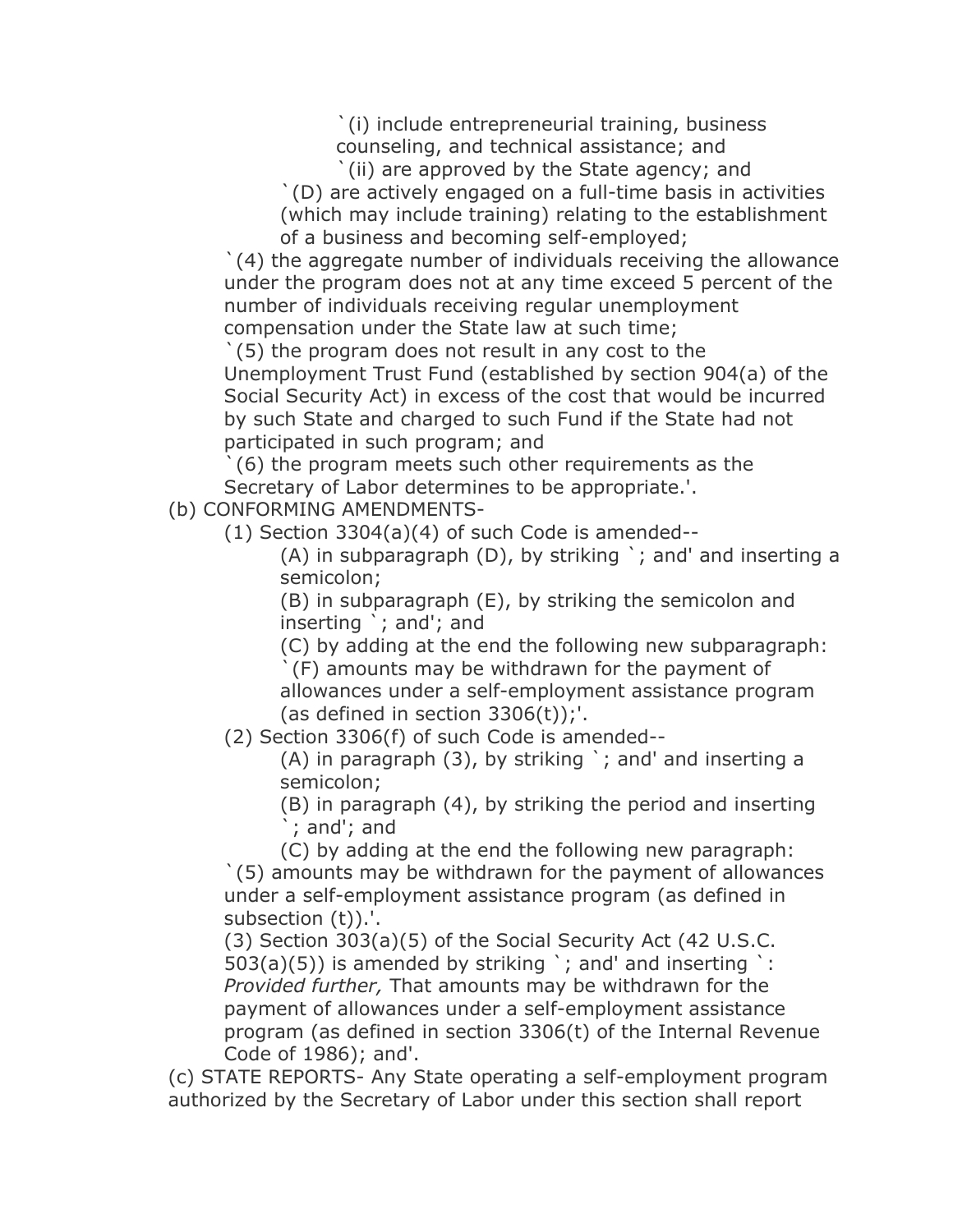`(i) include entrepreneurial training, business counseling, and technical assistance; and

`(ii) are approved by the State agency; and

`(D) are actively engaged on a full-time basis in activities (which may include training) relating to the establishment of a business and becoming self-employed;

`(4) the aggregate number of individuals receiving the allowance under the program does not at any time exceed 5 percent of the number of individuals receiving regular unemployment compensation under the State law at such time;

`(5) the program does not result in any cost to the Unemployment Trust Fund (established by section 904(a) of the Social Security Act) in excess of the cost that would be incurred by such State and charged to such Fund if the State had not participated in such program; and

`(6) the program meets such other requirements as the Secretary of Labor determines to be appropriate.'.

(b) CONFORMING AMENDMENTS-

(1) Section 3304(a)(4) of such Code is amended--

(A) in subparagraph (D), by striking `; and' and inserting a semicolon;

(B) in subparagraph (E), by striking the semicolon and inserting `; and'; and

(C) by adding at the end the following new subparagraph:

`(F) amounts may be withdrawn for the payment of allowances under a self-employment assistance program (as defined in section 3306(t));'.

(2) Section 3306(f) of such Code is amended--

(A) in paragraph (3), by striking `; and' and inserting a semicolon;

(B) in paragraph (4), by striking the period and inserting `; and'; and

(C) by adding at the end the following new paragraph:

`(5) amounts may be withdrawn for the payment of allowances under a self-employment assistance program (as defined in subsection (t)).'.

(3) Section 303(a)(5) of the Social Security Act (42 U.S.C. 503(a)(5)) is amended by striking `; and' and inserting `: *Provided further,* That amounts may be withdrawn for the payment of allowances under a self-employment assistance program (as defined in section 3306(t) of the Internal Revenue Code of 1986); and'.

(c) STATE REPORTS- Any State operating a self-employment program authorized by the Secretary of Labor under this section shall report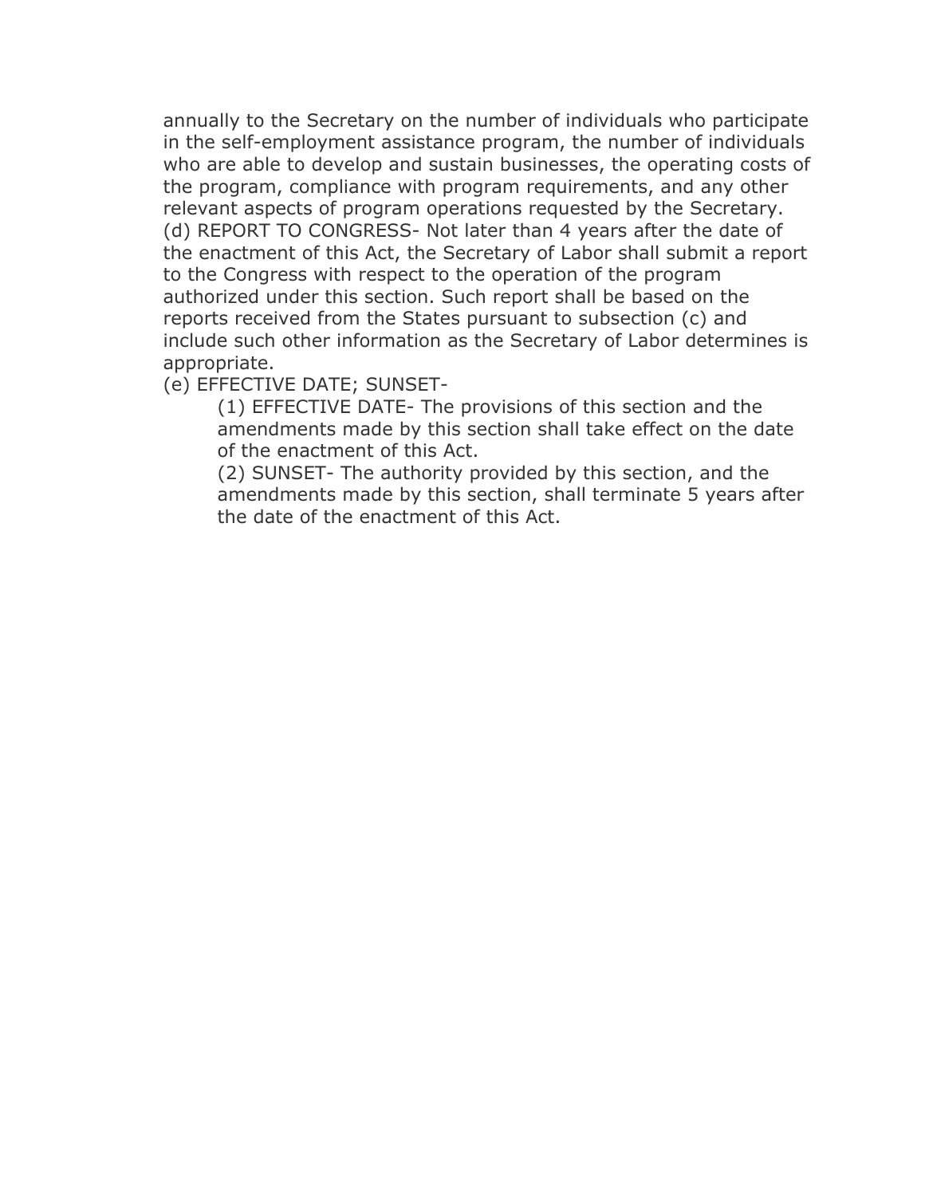annually to the Secretary on the number of individuals who participate in the self-employment assistance program, the number of individuals who are able to develop and sustain businesses, the operating costs of the program, compliance with program requirements, and any other relevant aspects of program operations requested by the Secretary.

(d) REPORT TO CONGRESS- Not later than 4 years after the date of the enactment of this Act, the Secretary of Labor shall submit a report to the Congress with respect to the operation of the program authorized under this section. Such report shall be based on the reports received from the States pursuant to subsection (c) and include such other information as the Secretary of Labor determines is appropriate.

(e) EFFECTIVE DATE; SUNSET-

(1) EFFECTIVE DATE- The provisions of this section and the amendments made by this section shall take effect on the date of the enactment of this Act.

(2) SUNSET- The authority provided by this section, and the amendments made by this section, shall terminate 5 years after the date of the enactment of this Act.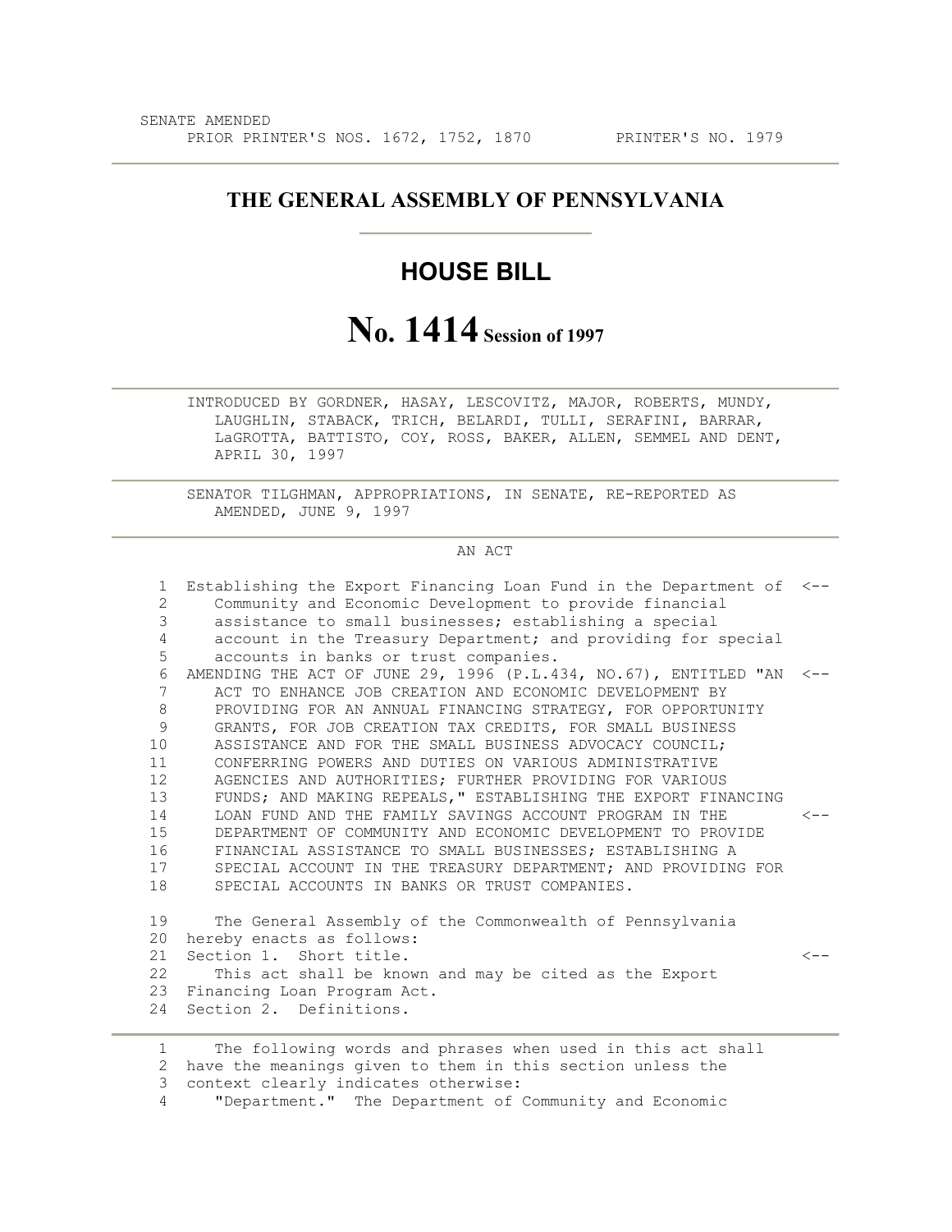SENATE AMENDED
PRIOR PRINTER'S NOS. 1672, 1752, 1870 PRINTER'S NO. 1979

# THE GENERAL ASSEMBLY OF PENNSYLVANIA

## HOUSE BILL

## No. 1414 Session of 1997

INTRODUCED BY GORDNER, HASAY, LESCOVITZ, MAJOR, ROBERTS, MUNDY, LAUGHLIN, STABACK, TRICH, BELARDI, TULLI, SERAFINI, BARRAR, LaGROTTA, BATTISTO, COY, ROSS, BAKER, ALLEN, SEMMEL AND DENT, APRIL 30, 1997

SENATOR TILGHMAN, APPROPRIATIONS, IN SENATE, RE-REPORTED AS AMENDED, JUNE 9, 1997

AN ACT

```
 1  Establishing the Export Financing Loan Fund in the Department of  <--
 2     Community and Economic Development to provide financial
 3     assistance to small businesses; establishing a special
 4     account in the Treasury Department; and providing for special
 5     accounts in banks or trust companies.
 6  AMENDING THE ACT OF JUNE 29, 1996 (P.L.434, NO.67), ENTITLED "AN  <--
 7     ACT TO ENHANCE JOB CREATION AND ECONOMIC DEVELOPMENT BY
 8     PROVIDING FOR AN ANNUAL FINANCING STRATEGY, FOR OPPORTUNITY
 9     GRANTS, FOR JOB CREATION TAX CREDITS, FOR SMALL BUSINESS
10     ASSISTANCE AND FOR THE SMALL BUSINESS ADVOCACY COUNCIL;
11     CONFERRING POWERS AND DUTIES ON VARIOUS ADMINISTRATIVE
12     AGENCIES AND AUTHORITIES; FURTHER PROVIDING FOR VARIOUS
13     FUNDS; AND MAKING REPEALS," ESTABLISHING THE EXPORT FINANCING
14     LOAN FUND AND THE FAMILY SAVINGS ACCOUNT PROGRAM IN THE        <--
15     DEPARTMENT OF COMMUNITY AND ECONOMIC DEVELOPMENT TO PROVIDE
16     FINANCIAL ASSISTANCE TO SMALL BUSINESSES; ESTABLISHING A
17     SPECIAL ACCOUNT IN THE TREASURY DEPARTMENT; AND PROVIDING FOR
18     SPECIAL ACCOUNTS IN BANKS OR TRUST COMPANIES.

19     The General Assembly of the Commonwealth of Pennsylvania
20  hereby enacts as follows:
21  Section 1.  Short title.                                          <--
22     This act shall be known and may be cited as the Export
23  Financing Loan Program Act.
24  Section 2.  Definitions.

 1     The following words and phrases when used in this act shall
 2  have the meanings given to them in this section unless the
 3  context clearly indicates otherwise:
 4     "Department."  The Department of Community and Economic
```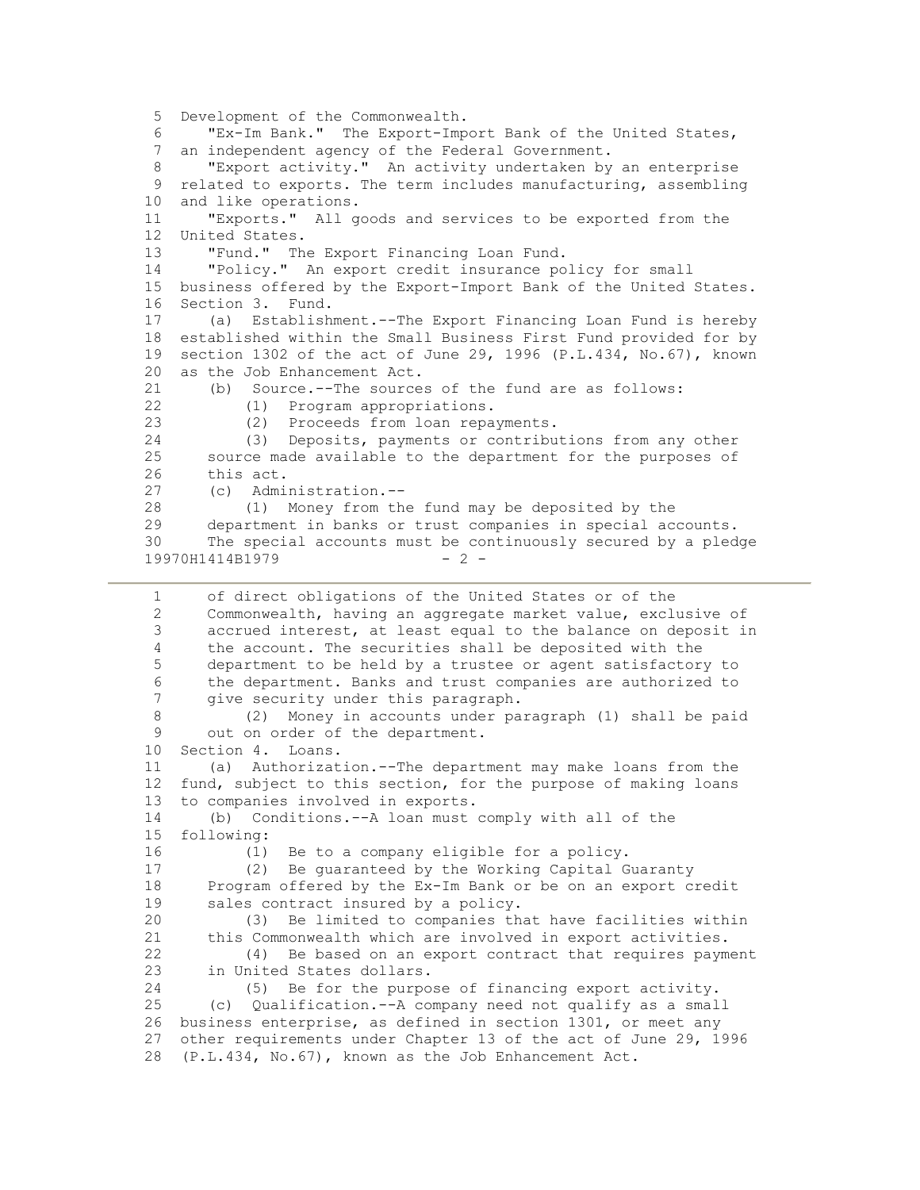Development of the Commonwealth.

"Ex-Im Bank." The Export-Import Bank of the United States, an independent agency of the Federal Government.

"Export activity." An activity undertaken by an enterprise related to exports. The term includes manufacturing, assembling and like operations.

"Exports." All goods and services to be exported from the United States.

"Fund." The Export Financing Loan Fund.

"Policy." An export credit insurance policy for small business offered by the Export-Import Bank of the United States.

Section 3. Fund.

(a) Establishment.--The Export Financing Loan Fund is hereby established within the Small Business First Fund provided for by section 1302 of the act of June 29, 1996 (P.L.434, No.67), known as the Job Enhancement Act.

(b) Source.--The sources of the fund are as follows:

(1) Program appropriations.

(2) Proceeds from loan repayments.

(3) Deposits, payments or contributions from any other source made available to the department for the purposes of this act.

(c) Administration.--

(1) Money from the fund may be deposited by the department in banks or trust companies in special accounts. The special accounts must be continuously secured by a pledge of direct obligations of the United States or of the Commonwealth, having an aggregate market value, exclusive of accrued interest, at least equal to the balance on deposit in the account. The securities shall be deposited with the department to be held by a trustee or agent satisfactory to the department. Banks and trust companies are authorized to give security under this paragraph.

(2) Money in accounts under paragraph (1) shall be paid out on order of the department.

Section 4. Loans.

(a) Authorization.--The department may make loans from the fund, subject to this section, for the purpose of making loans to companies involved in exports.

(b) Conditions.--A loan must comply with all of the following:

(1) Be to a company eligible for a policy.

(2) Be guaranteed by the Working Capital Guaranty Program offered by the Ex-Im Bank or be on an export credit sales contract insured by a policy.

(3) Be limited to companies that have facilities within this Commonwealth which are involved in export activities.

(4) Be based on an export contract that requires payment in United States dollars.

(5) Be for the purpose of financing export activity.

(c) Qualification.--A company need not qualify as a small business enterprise, as defined in section 1301, or meet any other requirements under Chapter 13 of the act of June 29, 1996 (P.L.434, No.67), known as the Job Enhancement Act.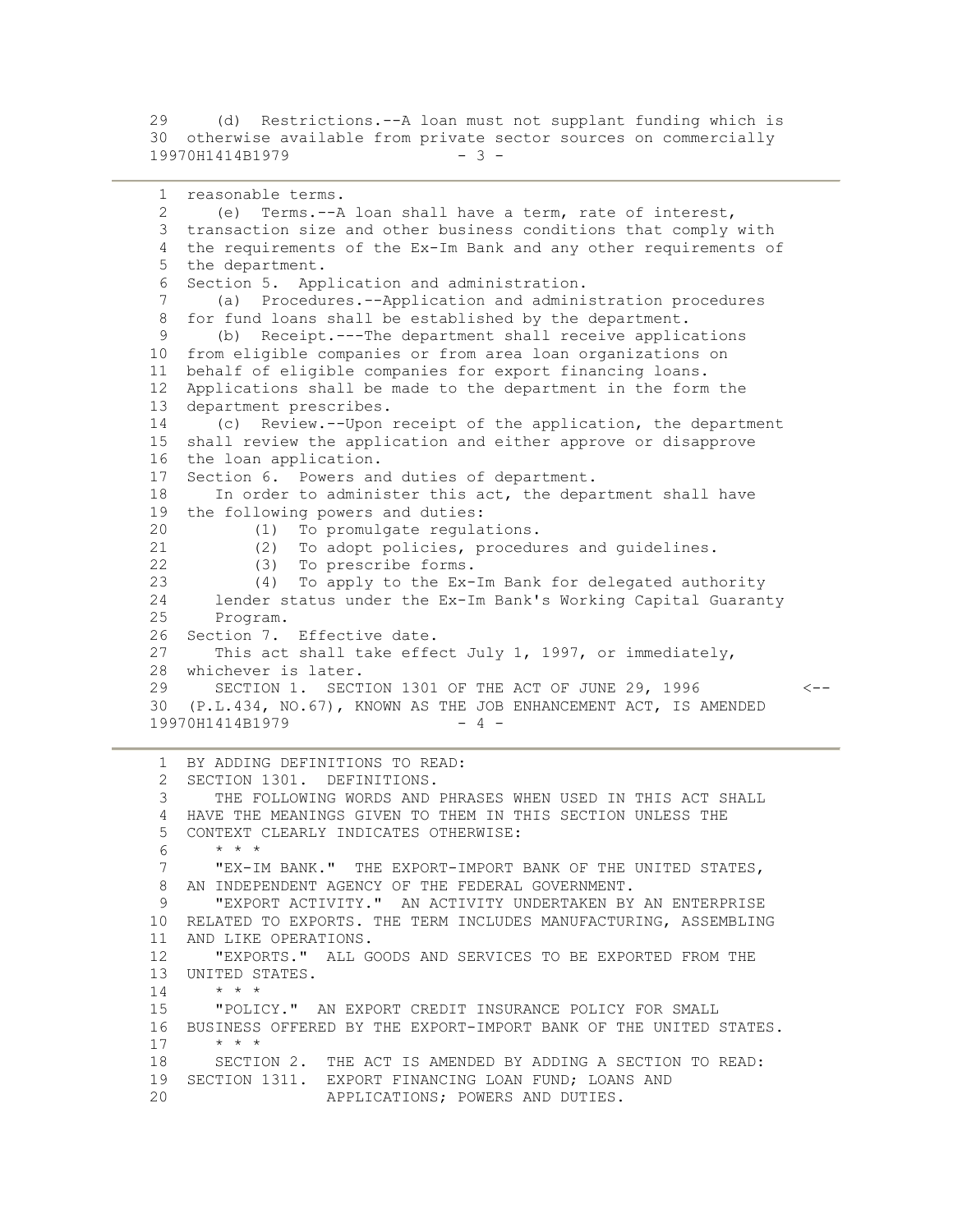(d) Restrictions.--A loan must not supplant funding which is otherwise available from private sector sources on commercially reasonable terms.

(e) Terms.--A loan shall have a term, rate of interest, transaction size and other business conditions that comply with the requirements of the Ex-Im Bank and any other requirements of the department.

Section 5. Application and administration.

(a) Procedures.--Application and administration procedures for fund loans shall be established by the department.

(b) Receipt.---The department shall receive applications from eligible companies or from area loan organizations on behalf of eligible companies for export financing loans. Applications shall be made to the department in the form the department prescribes.

(c) Review.--Upon receipt of the application, the department shall review the application and either approve or disapprove the loan application.

Section 6. Powers and duties of department.

In order to administer this act, the department shall have the following powers and duties:

(1) To promulgate regulations.

(2) To adopt policies, procedures and guidelines.

(3) To prescribe forms.

(4) To apply to the Ex-Im Bank for delegated authority lender status under the Ex-Im Bank's Working Capital Guaranty Program.

Section 7. Effective date.

This act shall take effect July 1, 1997, or immediately, whichever is later.

SECTION 1. SECTION 1301 OF THE ACT OF JUNE 29, 1996 (P.L.434, NO.67), KNOWN AS THE JOB ENHANCEMENT ACT, IS AMENDED BY ADDING DEFINITIONS TO READ:

SECTION 1301. DEFINITIONS.

THE FOLLOWING WORDS AND PHRASES WHEN USED IN THIS ACT SHALL HAVE THE MEANINGS GIVEN TO THEM IN THIS SECTION UNLESS THE CONTEXT CLEARLY INDICATES OTHERWISE:

* * *

"EX-IM BANK." THE EXPORT-IMPORT BANK OF THE UNITED STATES, AN INDEPENDENT AGENCY OF THE FEDERAL GOVERNMENT.

"EXPORT ACTIVITY." AN ACTIVITY UNDERTAKEN BY AN ENTERPRISE RELATED TO EXPORTS. THE TERM INCLUDES MANUFACTURING, ASSEMBLING AND LIKE OPERATIONS.

"EXPORTS." ALL GOODS AND SERVICES TO BE EXPORTED FROM THE UNITED STATES.

* * *

"POLICY." AN EXPORT CREDIT INSURANCE POLICY FOR SMALL BUSINESS OFFERED BY THE EXPORT-IMPORT BANK OF THE UNITED STATES.

* * *

SECTION 2. THE ACT IS AMENDED BY ADDING A SECTION TO READ:

SECTION 1311. EXPORT FINANCING LOAN FUND; LOANS AND APPLICATIONS; POWERS AND DUTIES.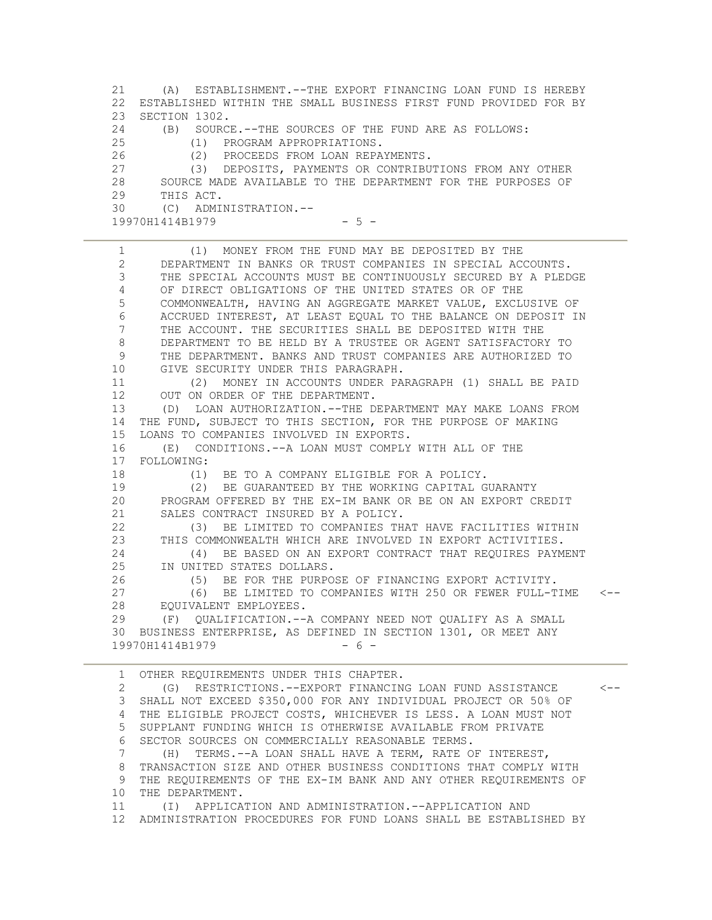(A) ESTABLISHMENT.--THE EXPORT FINANCING LOAN FUND IS HEREBY ESTABLISHED WITHIN THE SMALL BUSINESS FIRST FUND PROVIDED FOR BY SECTION 1302.

(B) SOURCE.--THE SOURCES OF THE FUND ARE AS FOLLOWS:

(1) PROGRAM APPROPRIATIONS.

(2) PROCEEDS FROM LOAN REPAYMENTS.

(3) DEPOSITS, PAYMENTS OR CONTRIBUTIONS FROM ANY OTHER SOURCE MADE AVAILABLE TO THE DEPARTMENT FOR THE PURPOSES OF THIS ACT.

(C) ADMINISTRATION.--

(1) MONEY FROM THE FUND MAY BE DEPOSITED BY THE DEPARTMENT IN BANKS OR TRUST COMPANIES IN SPECIAL ACCOUNTS. THE SPECIAL ACCOUNTS MUST BE CONTINUOUSLY SECURED BY A PLEDGE OF DIRECT OBLIGATIONS OF THE UNITED STATES OR OF THE COMMONWEALTH, HAVING AN AGGREGATE MARKET VALUE, EXCLUSIVE OF ACCRUED INTEREST, AT LEAST EQUAL TO THE BALANCE ON DEPOSIT IN THE ACCOUNT. THE SECURITIES SHALL BE DEPOSITED WITH THE DEPARTMENT TO BE HELD BY A TRUSTEE OR AGENT SATISFACTORY TO THE DEPARTMENT. BANKS AND TRUST COMPANIES ARE AUTHORIZED TO GIVE SECURITY UNDER THIS PARAGRAPH.

(2) MONEY IN ACCOUNTS UNDER PARAGRAPH (1) SHALL BE PAID OUT ON ORDER OF THE DEPARTMENT.

(D) LOAN AUTHORIZATION.--THE DEPARTMENT MAY MAKE LOANS FROM THE FUND, SUBJECT TO THIS SECTION, FOR THE PURPOSE OF MAKING LOANS TO COMPANIES INVOLVED IN EXPORTS.

(E) CONDITIONS.--A LOAN MUST COMPLY WITH ALL OF THE FOLLOWING:

(1) BE TO A COMPANY ELIGIBLE FOR A POLICY.

(2) BE GUARANTEED BY THE WORKING CAPITAL GUARANTY PROGRAM OFFERED BY THE EX-IM BANK OR BE ON AN EXPORT CREDIT SALES CONTRACT INSURED BY A POLICY.

(3) BE LIMITED TO COMPANIES THAT HAVE FACILITIES WITHIN THIS COMMONWEALTH WHICH ARE INVOLVED IN EXPORT ACTIVITIES.

(4) BE BASED ON AN EXPORT CONTRACT THAT REQUIRES PAYMENT IN UNITED STATES DOLLARS.

(5) BE FOR THE PURPOSE OF FINANCING EXPORT ACTIVITY.

(6) BE LIMITED TO COMPANIES WITH 250 OR FEWER FULL-TIME EQUIVALENT EMPLOYEES. <--

(F) QUALIFICATION.--A COMPANY NEED NOT QUALIFY AS A SMALL BUSINESS ENTERPRISE, AS DEFINED IN SECTION 1301, OR MEET ANY OTHER REQUIREMENTS UNDER THIS CHAPTER.

(G) RESTRICTIONS.--EXPORT FINANCING LOAN FUND ASSISTANCE <-- SHALL NOT EXCEED $350,000 FOR ANY INDIVIDUAL PROJECT OR 50% OF THE ELIGIBLE PROJECT COSTS, WHICHEVER IS LESS. A LOAN MUST NOT SUPPLANT FUNDING WHICH IS OTHERWISE AVAILABLE FROM PRIVATE SECTOR SOURCES ON COMMERCIALLY REASONABLE TERMS.

(H) TERMS.--A LOAN SHALL HAVE A TERM, RATE OF INTEREST, TRANSACTION SIZE AND OTHER BUSINESS CONDITIONS THAT COMPLY WITH THE REQUIREMENTS OF THE EX-IM BANK AND ANY OTHER REQUIREMENTS OF THE DEPARTMENT.

(I) APPLICATION AND ADMINISTRATION.--APPLICATION AND ADMINISTRATION PROCEDURES FOR FUND LOANS SHALL BE ESTABLISHED BY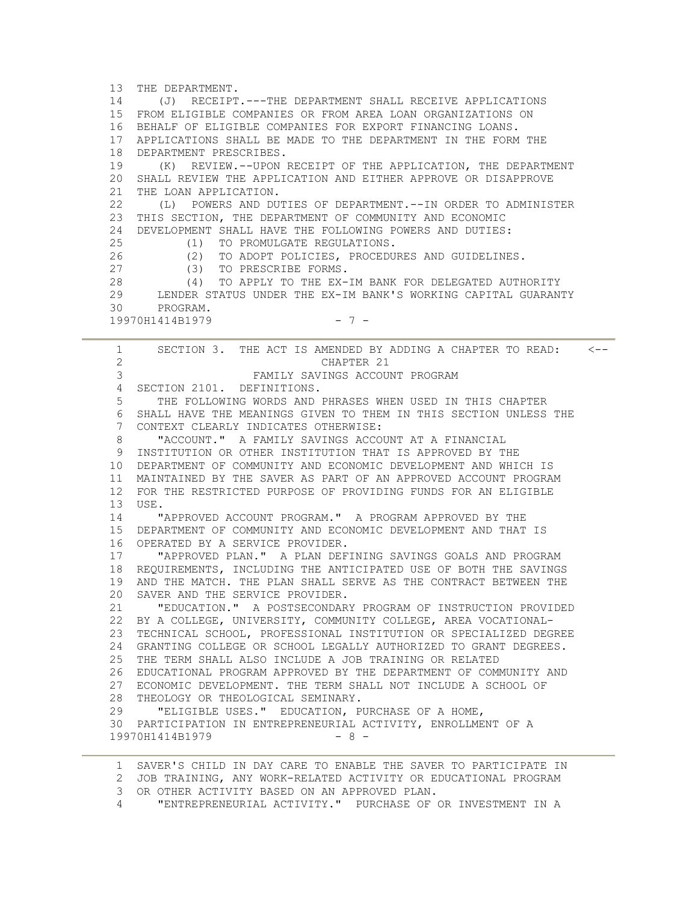THE DEPARTMENT.

(J) RECEIPT.---THE DEPARTMENT SHALL RECEIVE APPLICATIONS FROM ELIGIBLE COMPANIES OR FROM AREA LOAN ORGANIZATIONS ON BEHALF OF ELIGIBLE COMPANIES FOR EXPORT FINANCING LOANS. APPLICATIONS SHALL BE MADE TO THE DEPARTMENT IN THE FORM THE DEPARTMENT PRESCRIBES.

(K) REVIEW.--UPON RECEIPT OF THE APPLICATION, THE DEPARTMENT SHALL REVIEW THE APPLICATION AND EITHER APPROVE OR DISAPPROVE THE LOAN APPLICATION.

(L) POWERS AND DUTIES OF DEPARTMENT.--IN ORDER TO ADMINISTER THIS SECTION, THE DEPARTMENT OF COMMUNITY AND ECONOMIC DEVELOPMENT SHALL HAVE THE FOLLOWING POWERS AND DUTIES:

(1) TO PROMULGATE REGULATIONS.

(2) TO ADOPT POLICIES, PROCEDURES AND GUIDELINES.

(3) TO PRESCRIBE FORMS.

(4) TO APPLY TO THE EX-IM BANK FOR DELEGATED AUTHORITY LENDER STATUS UNDER THE EX-IM BANK'S WORKING CAPITAL GUARANTY PROGRAM.

SECTION 3. THE ACT IS AMENDED BY ADDING A CHAPTER TO READ: <--

## CHAPTER 21

## FAMILY SAVINGS ACCOUNT PROGRAM

SECTION 2101. DEFINITIONS.

THE FOLLOWING WORDS AND PHRASES WHEN USED IN THIS CHAPTER SHALL HAVE THE MEANINGS GIVEN TO THEM IN THIS SECTION UNLESS THE CONTEXT CLEARLY INDICATES OTHERWISE:

"ACCOUNT." A FAMILY SAVINGS ACCOUNT AT A FINANCIAL INSTITUTION OR OTHER INSTITUTION THAT IS APPROVED BY THE DEPARTMENT OF COMMUNITY AND ECONOMIC DEVELOPMENT AND WHICH IS MAINTAINED BY THE SAVER AS PART OF AN APPROVED ACCOUNT PROGRAM FOR THE RESTRICTED PURPOSE OF PROVIDING FUNDS FOR AN ELIGIBLE USE.

"APPROVED ACCOUNT PROGRAM." A PROGRAM APPROVED BY THE DEPARTMENT OF COMMUNITY AND ECONOMIC DEVELOPMENT AND THAT IS OPERATED BY A SERVICE PROVIDER.

"APPROVED PLAN." A PLAN DEFINING SAVINGS GOALS AND PROGRAM REQUIREMENTS, INCLUDING THE ANTICIPATED USE OF BOTH THE SAVINGS AND THE MATCH. THE PLAN SHALL SERVE AS THE CONTRACT BETWEEN THE SAVER AND THE SERVICE PROVIDER.

"EDUCATION." A POSTSECONDARY PROGRAM OF INSTRUCTION PROVIDED BY A COLLEGE, UNIVERSITY, COMMUNITY COLLEGE, AREA VOCATIONAL-TECHNICAL SCHOOL, PROFESSIONAL INSTITUTION OR SPECIALIZED DEGREE GRANTING COLLEGE OR SCHOOL LEGALLY AUTHORIZED TO GRANT DEGREES. THE TERM SHALL ALSO INCLUDE A JOB TRAINING OR RELATED EDUCATIONAL PROGRAM APPROVED BY THE DEPARTMENT OF COMMUNITY AND ECONOMIC DEVELOPMENT. THE TERM SHALL NOT INCLUDE A SCHOOL OF THEOLOGY OR THEOLOGICAL SEMINARY.

"ELIGIBLE USES." EDUCATION, PURCHASE OF A HOME, PARTICIPATION IN ENTREPRENEURIAL ACTIVITY, ENROLLMENT OF A SAVER'S CHILD IN DAY CARE TO ENABLE THE SAVER TO PARTICIPATE IN JOB TRAINING, ANY WORK-RELATED ACTIVITY OR EDUCATIONAL PROGRAM OR OTHER ACTIVITY BASED ON AN APPROVED PLAN.

"ENTREPRENEURIAL ACTIVITY." PURCHASE OF OR INVESTMENT IN A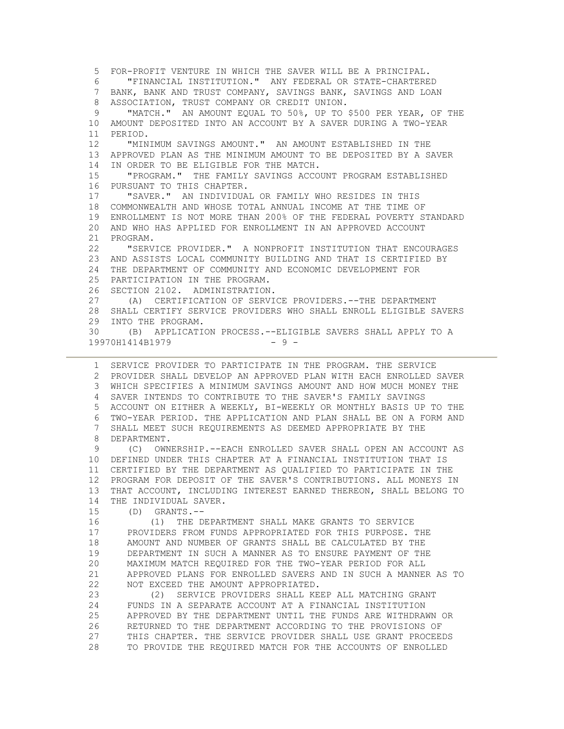FOR-PROFIT VENTURE IN WHICH THE SAVER WILL BE A PRINCIPAL.

"FINANCIAL INSTITUTION." ANY FEDERAL OR STATE-CHARTERED BANK, BANK AND TRUST COMPANY, SAVINGS BANK, SAVINGS AND LOAN ASSOCIATION, TRUST COMPANY OR CREDIT UNION.

"MATCH." AN AMOUNT EQUAL TO 50%, UP TO $500 PER YEAR, OF THE AMOUNT DEPOSITED INTO AN ACCOUNT BY A SAVER DURING A TWO-YEAR PERIOD.

"MINIMUM SAVINGS AMOUNT." AN AMOUNT ESTABLISHED IN THE APPROVED PLAN AS THE MINIMUM AMOUNT TO BE DEPOSITED BY A SAVER IN ORDER TO BE ELIGIBLE FOR THE MATCH.

"PROGRAM." THE FAMILY SAVINGS ACCOUNT PROGRAM ESTABLISHED PURSUANT TO THIS CHAPTER.

"SAVER." AN INDIVIDUAL OR FAMILY WHO RESIDES IN THIS COMMONWEALTH AND WHOSE TOTAL ANNUAL INCOME AT THE TIME OF ENROLLMENT IS NOT MORE THAN 200% OF THE FEDERAL POVERTY STANDARD AND WHO HAS APPLIED FOR ENROLLMENT IN AN APPROVED ACCOUNT PROGRAM.

"SERVICE PROVIDER." A NONPROFIT INSTITUTION THAT ENCOURAGES AND ASSISTS LOCAL COMMUNITY BUILDING AND THAT IS CERTIFIED BY THE DEPARTMENT OF COMMUNITY AND ECONOMIC DEVELOPMENT FOR PARTICIPATION IN THE PROGRAM.

SECTION 2102. ADMINISTRATION.

(A) CERTIFICATION OF SERVICE PROVIDERS.--THE DEPARTMENT SHALL CERTIFY SERVICE PROVIDERS WHO SHALL ENROLL ELIGIBLE SAVERS INTO THE PROGRAM.

(B) APPLICATION PROCESS.--ELIGIBLE SAVERS SHALL APPLY TO A SERVICE PROVIDER TO PARTICIPATE IN THE PROGRAM. THE SERVICE PROVIDER SHALL DEVELOP AN APPROVED PLAN WITH EACH ENROLLED SAVER WHICH SPECIFIES A MINIMUM SAVINGS AMOUNT AND HOW MUCH MONEY THE SAVER INTENDS TO CONTRIBUTE TO THE SAVER'S FAMILY SAVINGS ACCOUNT ON EITHER A WEEKLY, BI-WEEKLY OR MONTHLY BASIS UP TO THE TWO-YEAR PERIOD. THE APPLICATION AND PLAN SHALL BE ON A FORM AND SHALL MEET SUCH REQUIREMENTS AS DEEMED APPROPRIATE BY THE DEPARTMENT.

(C) OWNERSHIP.--EACH ENROLLED SAVER SHALL OPEN AN ACCOUNT AS DEFINED UNDER THIS CHAPTER AT A FINANCIAL INSTITUTION THAT IS CERTIFIED BY THE DEPARTMENT AS QUALIFIED TO PARTICIPATE IN THE PROGRAM FOR DEPOSIT OF THE SAVER'S CONTRIBUTIONS. ALL MONEYS IN THAT ACCOUNT, INCLUDING INTEREST EARNED THEREON, SHALL BELONG TO THE INDIVIDUAL SAVER.

(D) GRANTS.--

(1) THE DEPARTMENT SHALL MAKE GRANTS TO SERVICE PROVIDERS FROM FUNDS APPROPRIATED FOR THIS PURPOSE. THE AMOUNT AND NUMBER OF GRANTS SHALL BE CALCULATED BY THE DEPARTMENT IN SUCH A MANNER AS TO ENSURE PAYMENT OF THE MAXIMUM MATCH REQUIRED FOR THE TWO-YEAR PERIOD FOR ALL APPROVED PLANS FOR ENROLLED SAVERS AND IN SUCH A MANNER AS TO NOT EXCEED THE AMOUNT APPROPRIATED.

(2) SERVICE PROVIDERS SHALL KEEP ALL MATCHING GRANT FUNDS IN A SEPARATE ACCOUNT AT A FINANCIAL INSTITUTION APPROVED BY THE DEPARTMENT UNTIL THE FUNDS ARE WITHDRAWN OR RETURNED TO THE DEPARTMENT ACCORDING TO THE PROVISIONS OF THIS CHAPTER. THE SERVICE PROVIDER SHALL USE GRANT PROCEEDS TO PROVIDE THE REQUIRED MATCH FOR THE ACCOUNTS OF ENROLLED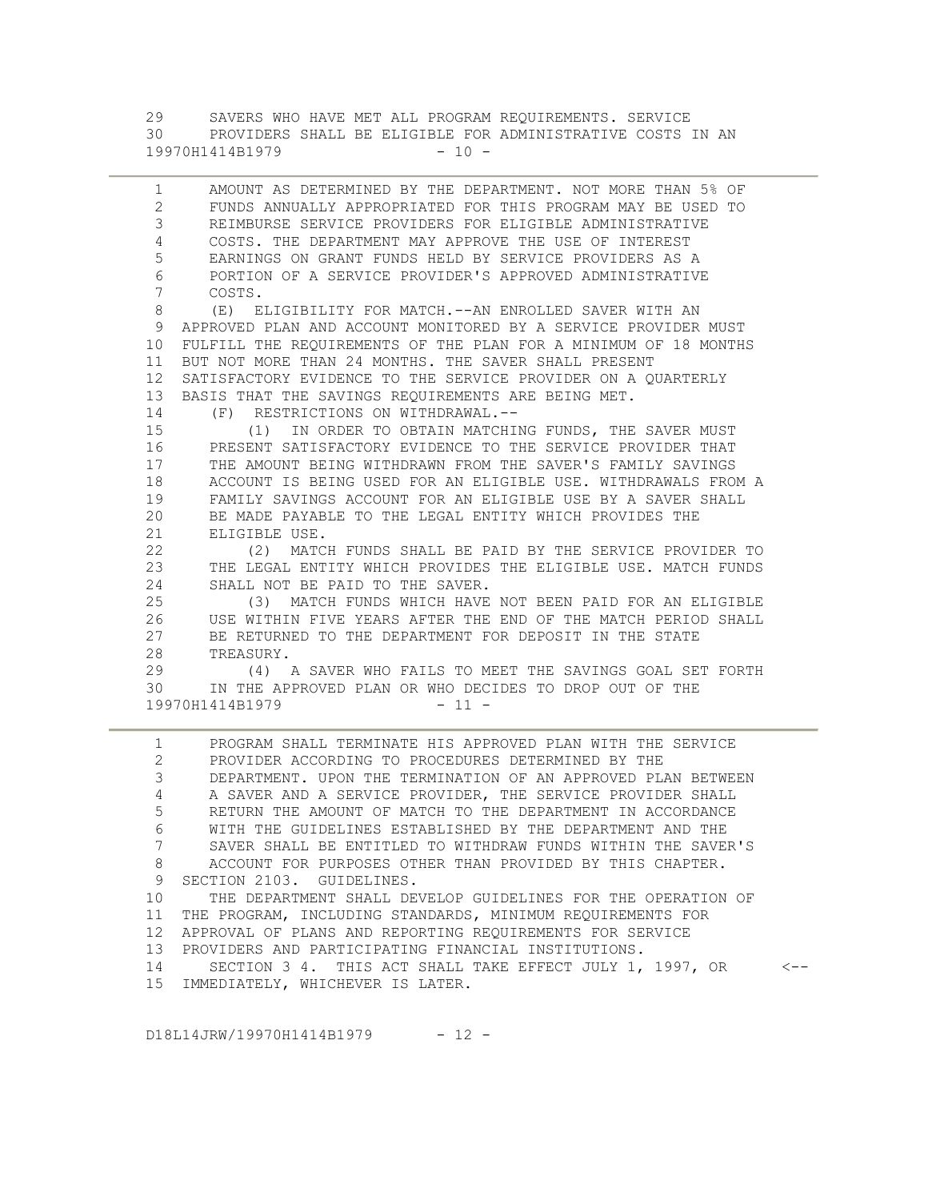SAVERS WHO HAVE MET ALL PROGRAM REQUIREMENTS. SERVICE PROVIDERS SHALL BE ELIGIBLE FOR ADMINISTRATIVE COSTS IN AN AMOUNT AS DETERMINED BY THE DEPARTMENT. NOT MORE THAN 5% OF FUNDS ANNUALLY APPROPRIATED FOR THIS PROGRAM MAY BE USED TO REIMBURSE SERVICE PROVIDERS FOR ELIGIBLE ADMINISTRATIVE COSTS. THE DEPARTMENT MAY APPROVE THE USE OF INTEREST EARNINGS ON GRANT FUNDS HELD BY SERVICE PROVIDERS AS A PORTION OF A SERVICE PROVIDER'S APPROVED ADMINISTRATIVE COSTS.

(E) ELIGIBILITY FOR MATCH.--AN ENROLLED SAVER WITH AN APPROVED PLAN AND ACCOUNT MONITORED BY A SERVICE PROVIDER MUST FULFILL THE REQUIREMENTS OF THE PLAN FOR A MINIMUM OF 18 MONTHS BUT NOT MORE THAN 24 MONTHS. THE SAVER SHALL PRESENT SATISFACTORY EVIDENCE TO THE SERVICE PROVIDER ON A QUARTERLY BASIS THAT THE SAVINGS REQUIREMENTS ARE BEING MET.

(F) RESTRICTIONS ON WITHDRAWAL.--

(1) IN ORDER TO OBTAIN MATCHING FUNDS, THE SAVER MUST PRESENT SATISFACTORY EVIDENCE TO THE SERVICE PROVIDER THAT THE AMOUNT BEING WITHDRAWN FROM THE SAVER'S FAMILY SAVINGS ACCOUNT IS BEING USED FOR AN ELIGIBLE USE. WITHDRAWALS FROM A FAMILY SAVINGS ACCOUNT FOR AN ELIGIBLE USE BY A SAVER SHALL BE MADE PAYABLE TO THE LEGAL ENTITY WHICH PROVIDES THE ELIGIBLE USE.

(2) MATCH FUNDS SHALL BE PAID BY THE SERVICE PROVIDER TO THE LEGAL ENTITY WHICH PROVIDES THE ELIGIBLE USE. MATCH FUNDS SHALL NOT BE PAID TO THE SAVER.

(3) MATCH FUNDS WHICH HAVE NOT BEEN PAID FOR AN ELIGIBLE USE WITHIN FIVE YEARS AFTER THE END OF THE MATCH PERIOD SHALL BE RETURNED TO THE DEPARTMENT FOR DEPOSIT IN THE STATE TREASURY.

(4) A SAVER WHO FAILS TO MEET THE SAVINGS GOAL SET FORTH IN THE APPROVED PLAN OR WHO DECIDES TO DROP OUT OF THE PROGRAM SHALL TERMINATE HIS APPROVED PLAN WITH THE SERVICE PROVIDER ACCORDING TO PROCEDURES DETERMINED BY THE DEPARTMENT. UPON THE TERMINATION OF AN APPROVED PLAN BETWEEN A SAVER AND A SERVICE PROVIDER, THE SERVICE PROVIDER SHALL RETURN THE AMOUNT OF MATCH TO THE DEPARTMENT IN ACCORDANCE WITH THE GUIDELINES ESTABLISHED BY THE DEPARTMENT AND THE SAVER SHALL BE ENTITLED TO WITHDRAW FUNDS WITHIN THE SAVER'S ACCOUNT FOR PURPOSES OTHER THAN PROVIDED BY THIS CHAPTER.

SECTION 2103. GUIDELINES.

THE DEPARTMENT SHALL DEVELOP GUIDELINES FOR THE OPERATION OF THE PROGRAM, INCLUDING STANDARDS, MINIMUM REQUIREMENTS FOR APPROVAL OF PLANS AND REPORTING REQUIREMENTS FOR SERVICE PROVIDERS AND PARTICIPATING FINANCIAL INSTITUTIONS.

Section 3 4. This act shall take effect July 1, 1997, or immediately, whichever is later.